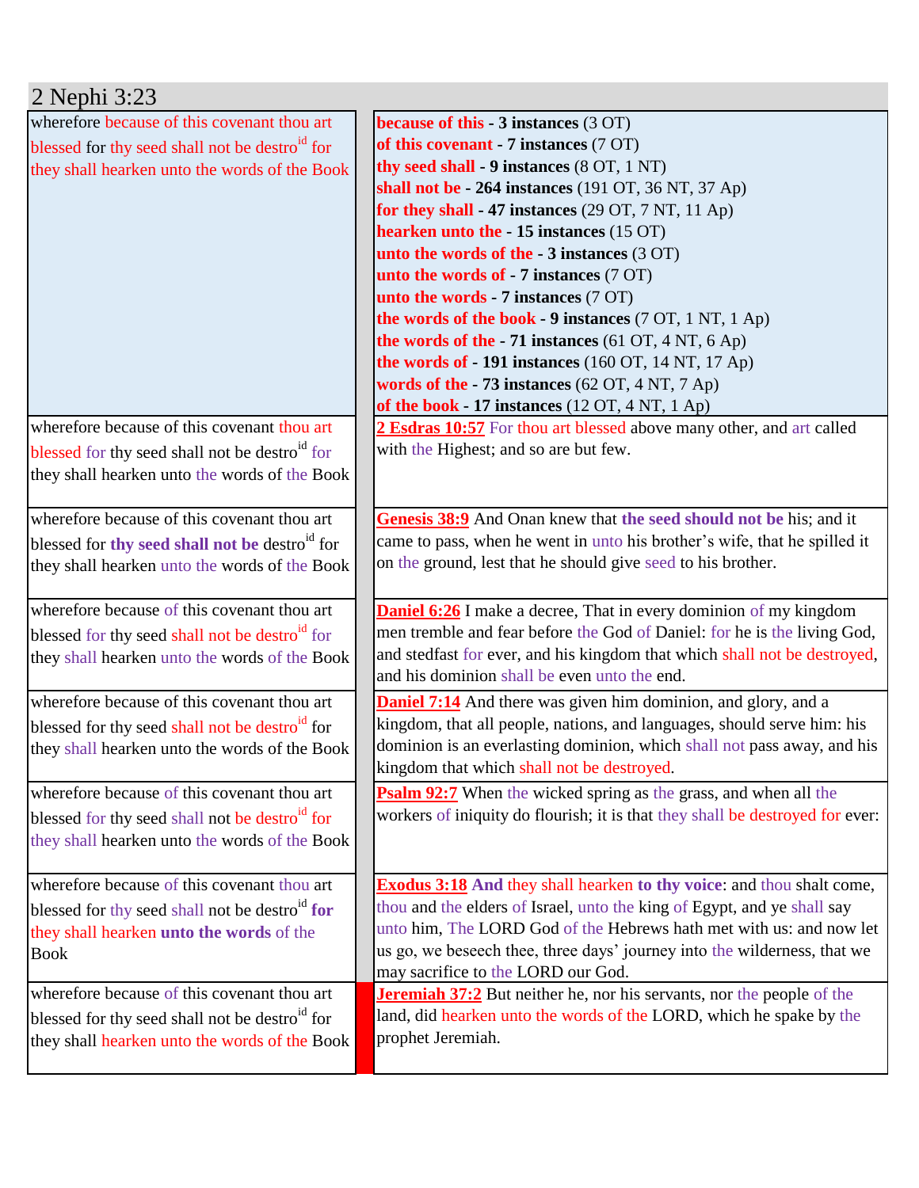# 2 Nephi 3:23

| | |
|---|---|
| wherefore because of this covenant thou art blessed for thy seed shall not be destro[id] for they shall hearken unto the words of the Book | **because of this - 3 instances** (3 OT)<br>**of this covenant - 7 instances** (7 OT)<br>**thy seed shall - 9 instances** (8 OT, 1 NT)<br>**shall not be - 264 instances** (191 OT, 36 NT, 37 Ap)<br>**for they shall - 47 instances** (29 OT, 7 NT, 11 Ap)<br>**hearken unto the - 15 instances** (15 OT)<br>**unto the words of the - 3 instances** (3 OT)<br>**unto the words of - 7 instances** (7 OT)<br>**unto the words - 7 instances** (7 OT)<br>**the words of the book - 9 instances** (7 OT, 1 NT, 1 Ap)<br>**the words of the - 71 instances** (61 OT, 4 NT, 6 Ap)<br>**the words of - 191 instances** (160 OT, 14 NT, 17 Ap)<br>**words of the - 73 instances** (62 OT, 4 NT, 7 Ap)<br>**of the book - 17 instances** (12 OT, 4 NT, 1 Ap) |
| wherefore because of this covenant thou art blessed for thy seed shall not be destro[id] for they shall hearken unto the words of the Book | **2 Esdras 10:57** For thou art blessed above many other, and art called with the Highest; and so are but few. |
| wherefore because of this covenant thou art blessed for **thy seed shall not be** destro[id] for they shall hearken unto the words of the Book | **Genesis 38:9** And Onan knew that **the seed should not be** his; and it came to pass, when he went in unto his brother's wife, that he spilled it on the ground, lest that he should give seed to his brother. |
| wherefore because of this covenant thou art blessed for thy seed shall not be destro[id] for they shall hearken unto the words of the Book | **Daniel 6:26** I make a decree, That in every dominion of my kingdom men tremble and fear before the God of Daniel: for he is the living God, and stedfast for ever, and his kingdom that which shall not be destroyed, and his dominion shall be even unto the end. |
| wherefore because of this covenant thou art blessed for thy seed shall not be destro[id] for they shall hearken unto the words of the Book | **Daniel 7:14** And there was given him dominion, and glory, and a kingdom, that all people, nations, and languages, should serve him: his dominion is an everlasting dominion, which shall not pass away, and his kingdom that which shall not be destroyed. |
| wherefore because of this covenant thou art blessed for thy seed shall not be destro[id] for they shall hearken unto the words of the Book | **Psalm 92:7** When the wicked spring as the grass, and when all the workers of iniquity do flourish; it is that they shall be destroyed for ever: |
| wherefore because of this covenant thou art blessed for thy seed shall not be destro[id] **for** they shall hearken **unto the words** of the Book | **Exodus 3:18 And** they shall hearken **to thy voice**: and thou shalt come, thou and the elders of Israel, unto the king of Egypt, and ye shall say unto him, The LORD God of the Hebrews hath met with us: and now let us go, we beseech thee, three days' journey into the wilderness, that we may sacrifice to the LORD our God. |
| wherefore because of this covenant thou art blessed for thy seed shall not be destro[id] for they shall hearken unto the words of the Book | **Jeremiah 37:2** But neither he, nor his servants, nor the people of the land, did hearken unto the words of the LORD, which he spake by the prophet Jeremiah. |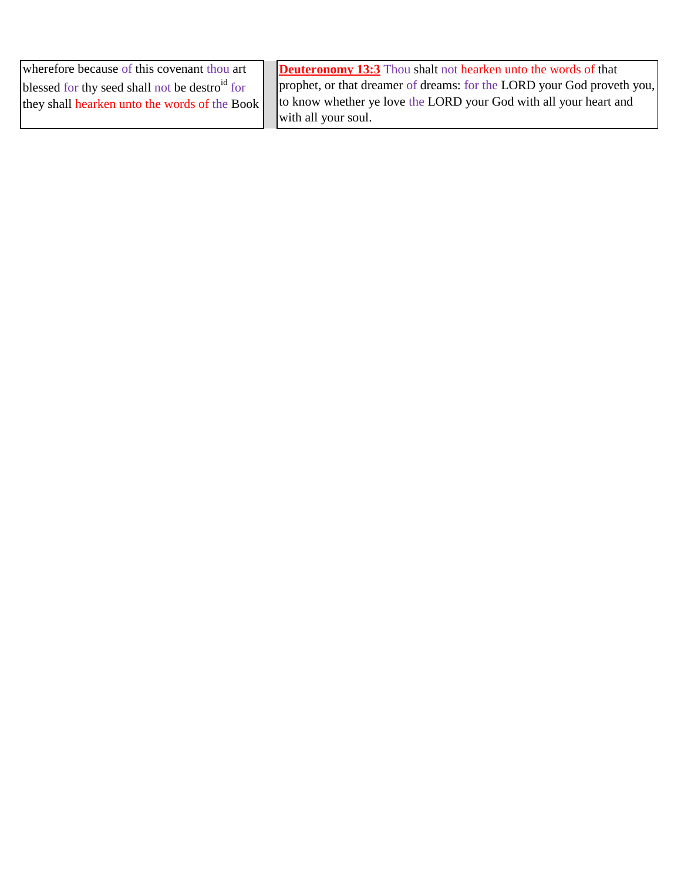| | |
|---|---|
| wherefore because of this covenant thou art blessed for thy seed shall not be destro[id] for they shall hearken unto the words of the Book | **Deuteronomy 13:3** Thou shalt not hearken unto the words of that prophet, or that dreamer of dreams: for the LORD your God proveth you, to know whether ye love the LORD your God with all your heart and with all your soul. |